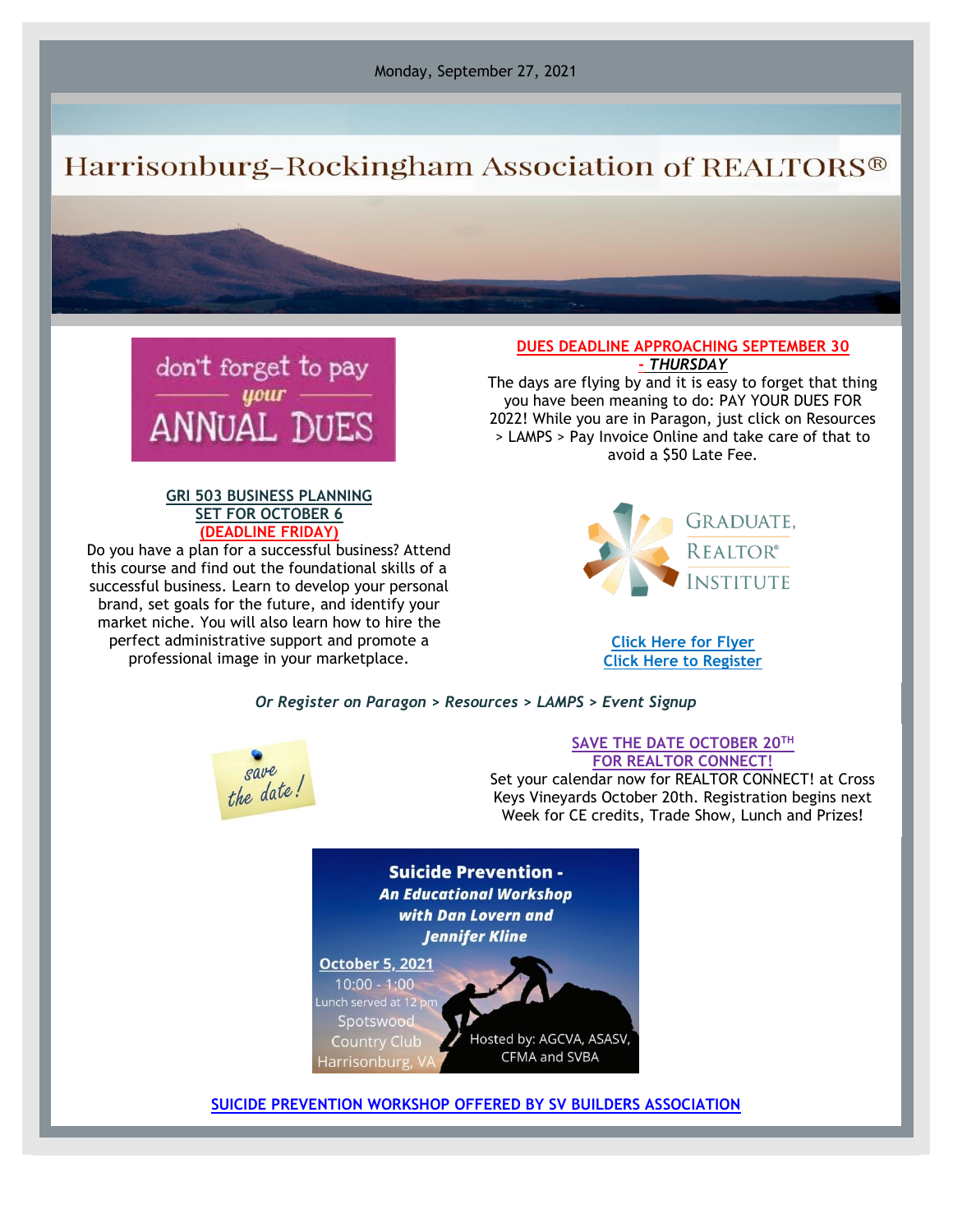Monday, September 27, 2021

# Harrisonburg-Rockingham Association of REALTORS®

don't forget to pay *your* ANNUAL DUES

**DUES DEADLINE APPROACHING SEPTEMBER 30 - *THURSDAY***

The days are flying by and it is easy to forget that thing you have been meaning to do: PAY YOUR DUES FOR 2022! While you are in Paragon, just click on Resources > LAMPS > Pay Invoice Online and take care of that to avoid a $50 Late Fee.

**GRI 503 BUSINESS PLANNING SET FOR OCTOBER 6 (DEADLINE FRIDAY)**

Do you have a plan for a successful business? Attend this course and find out the foundational skills of a successful business. Learn to develop your personal brand, set goals for the future, and identify your market niche. You will also learn how to hire the perfect administrative support and promote a professional image in your marketplace.

GRADUATE, REALTOR® INSTITUTE

Click Here for Flyer
Click Here to Register

*Or Register on Paragon > Resources > LAMPS > Event Signup*

save the date!

**SAVE THE DATE OCTOBER 20TH FOR REALTOR CONNECT!**

Set your calendar now for REALTOR CONNECT! at Cross Keys Vineyards October 20th. Registration begins next Week for CE credits, Trade Show, Lunch and Prizes!

**Suicide Prevention - *An Educational Workshop with Dan Lovern and Jennifer Kline***

October 5, 2021
10:00 - 1:00
Lunch served at 12 pm
Spotswood Country Club
Harrisonburg, VA

Hosted by: AGCVA, ASASV, CFMA and SVBA

**SUICIDE PREVENTION WORKSHOP OFFERED BY SV BUILDERS ASSOCIATION**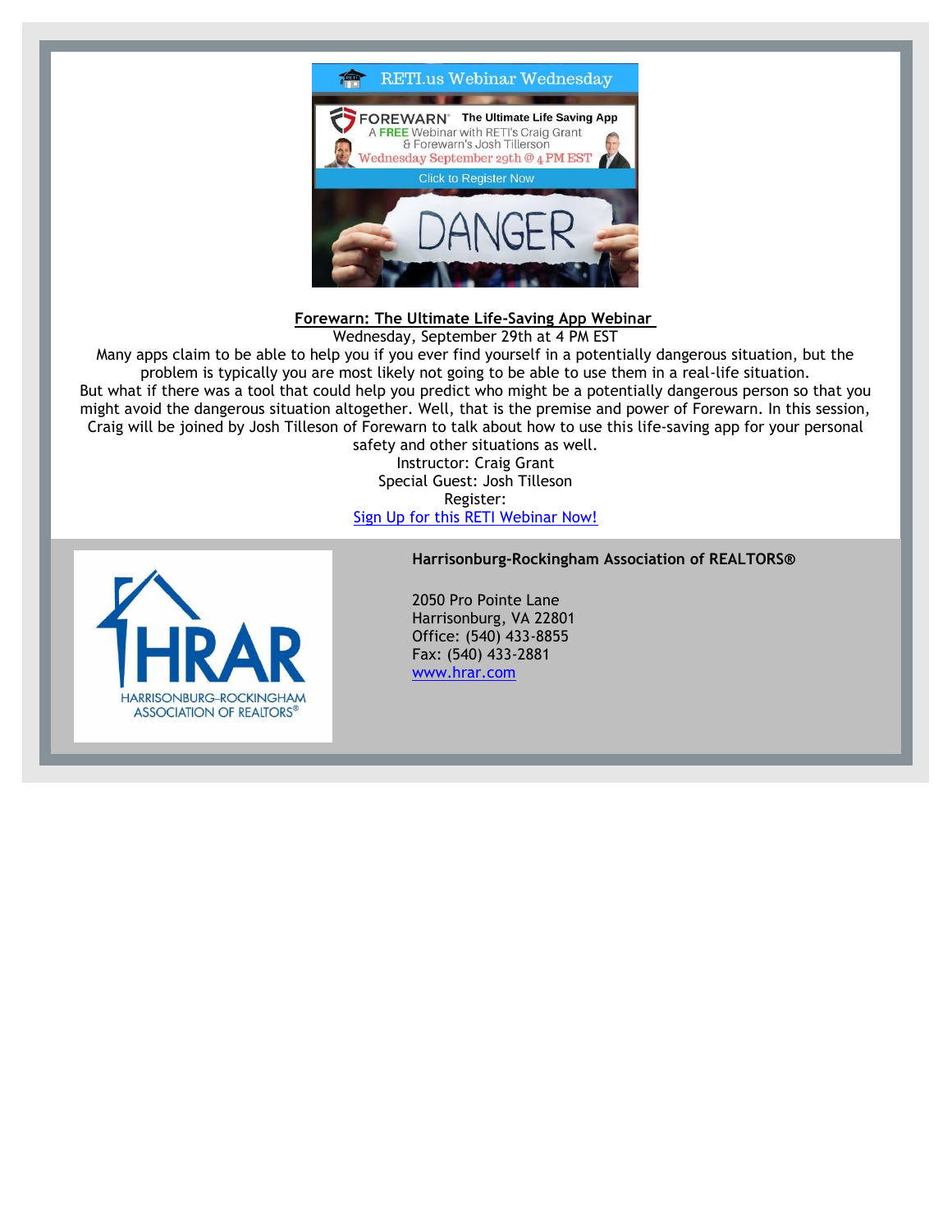**Forewarn: The Ultimate Life-Saving App Webinar**

Wednesday, September 29th at 4 PM EST

Many apps claim to be able to help you if you ever find yourself in a potentially dangerous situation, but the problem is typically you are most likely not going to be able to use them in a real-life situation.

But what if there was a tool that could help you predict who might be a potentially dangerous person so that you might avoid the dangerous situation altogether. Well, that is the premise and power of Forewarn. In this session, Craig will be joined by Josh Tilleson of Forewarn to talk about how to use this life-saving app for your personal safety and other situations as well.

Instructor: Craig Grant

Special Guest: Josh Tilleson

Register:

Sign Up for this RETI Webinar Now!

**Harrisonburg-Rockingham Association of REALTORS®**

2050 Pro Pointe Lane
Harrisonburg, VA 22801
Office: (540) 433-8855
Fax: (540) 433-2881
www.hrar.com